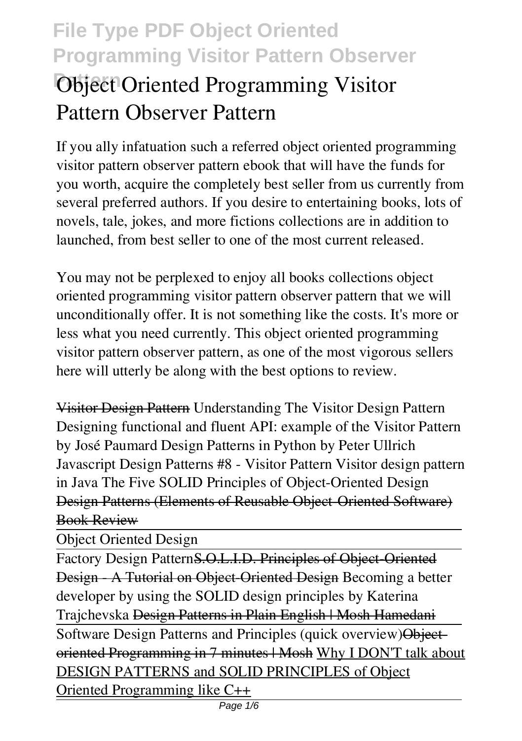# Object Oriented Programming Visitor Pattern Observer Pattern

If you ally infatuation such a referred object oriented programming visitor pattern observer pattern ebook that will have the funds for you worth, acquire the completely best seller from us currently from several preferred authors. If you desire to entertaining books, lots of novels, tale, jokes, and more fictions collections are in addition to launched, from best seller to one of the most current released.

You may not be perplexed to enjoy all books collections object oriented programming visitor pattern observer pattern that we will unconditionally offer. It is not something like the costs. It's more or less what you need currently. This object oriented programming visitor pattern observer pattern, as one of the most vigorous sellers here will utterly be along with the best options to review.

~~Visitor Design Pattern~~ Understanding The Visitor Design Pattern Designing functional and fluent API: example of the Visitor Pattern by José Paumard Design Patterns in Python by Peter Ullrich Javascript Design Patterns #8 - Visitor Pattern Visitor design pattern in Java The Five SOLID Principles of Object-Oriented Design ~~Design Patterns (Elements of Reusable Object-Oriented Software) Book Review~~

Object Oriented Design

Factory Design Pattern~~S.O.L.I.D. Principles of Object-Oriented Design - A Tutorial on Object-Oriented Design~~ Becoming a better developer by using the SOLID design principles by Katerina Trajchevska ~~Design Patterns in Plain English | Mosh Hamedani~~

Software Design Patterns and Principles (quick overview)~~Object-oriented Programming in 7 minutes | Mosh~~ Why I DON'T talk about DESIGN PATTERNS and SOLID PRINCIPLES of Object Oriented Programming like C++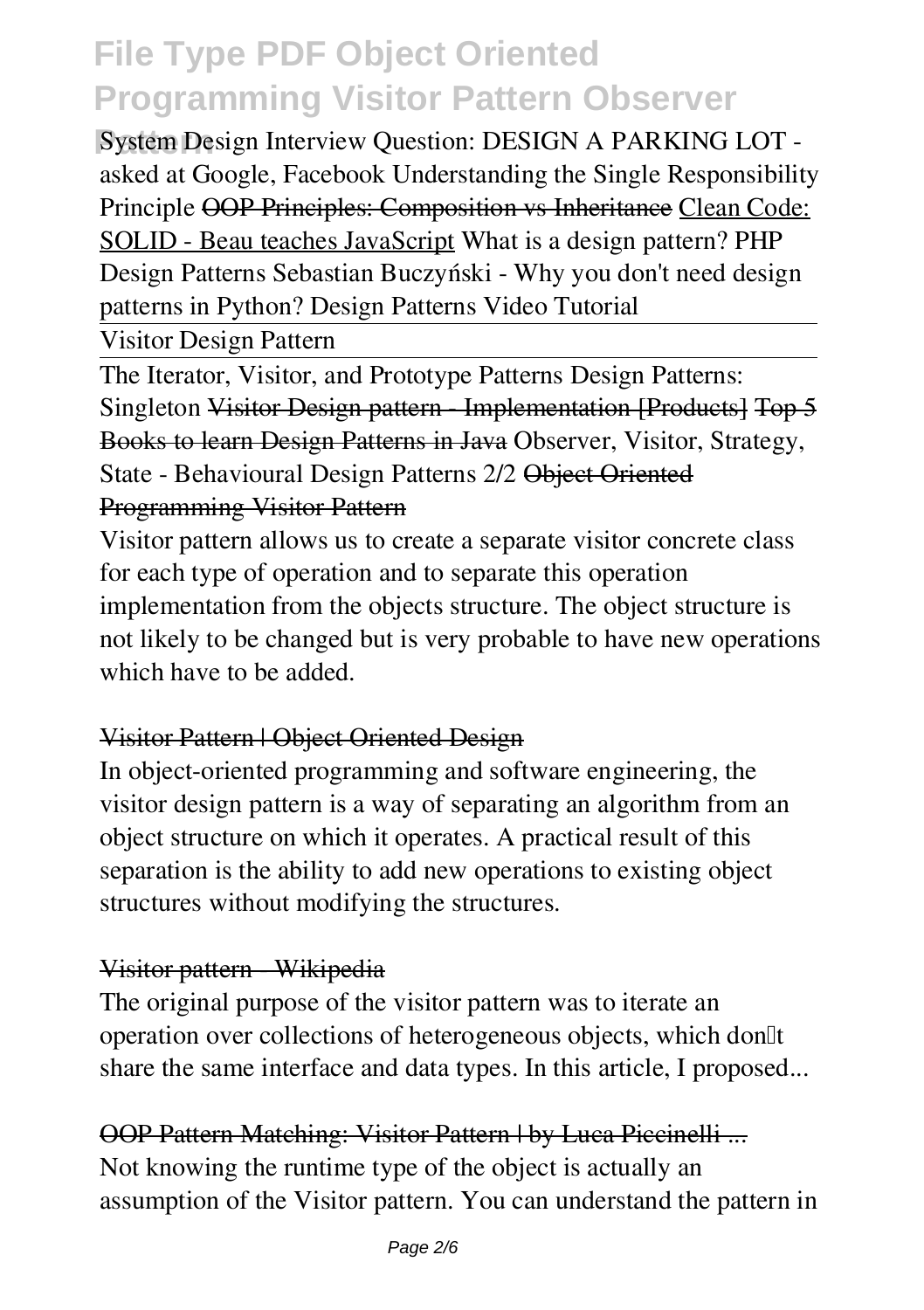**System Design Interview Question: DESIGN A PARKING LOT - asked at Google, Facebook** **Understanding the Single Responsibility Principle** ~~OOP Principles: Composition vs Inheritance~~ Clean Code: SOLID - Beau teaches JavaScript **What is a design pattern?** **PHP Design Patterns** **Sebastian Buczyński - Why you don't need design patterns in Python?** **Design Patterns Video Tutorial**

Visitor Design Pattern

The Iterator, Visitor, and Prototype Patterns **Design Patterns: Singleton** ~~Visitor Design pattern - Implementation [Products]~~ ~~Top 5 Books to learn Design Patterns in Java~~ **Observer, Visitor, Strategy, State - Behavioural Design Patterns 2/2** ~~Object Oriented Programming Visitor Pattern~~

Visitor pattern allows us to create a separate visitor concrete class for each type of operation and to separate this operation implementation from the objects structure. The object structure is not likely to be changed but is very probable to have new operations which have to be added.

~~Visitor Pattern | Object Oriented Design~~

In object-oriented programming and software engineering, the visitor design pattern is a way of separating an algorithm from an object structure on which it operates. A practical result of this separation is the ability to add new operations to existing object structures without modifying the structures.

~~Visitor pattern - Wikipedia~~

The original purpose of the visitor pattern was to iterate an operation over collections of heterogeneous objects, which don't share the same interface and data types. In this article, I proposed...

~~OOP Pattern Matching: Visitor Pattern | by Luca Piccinelli ...~~

Not knowing the runtime type of the object is actually an assumption of the Visitor pattern. You can understand the pattern in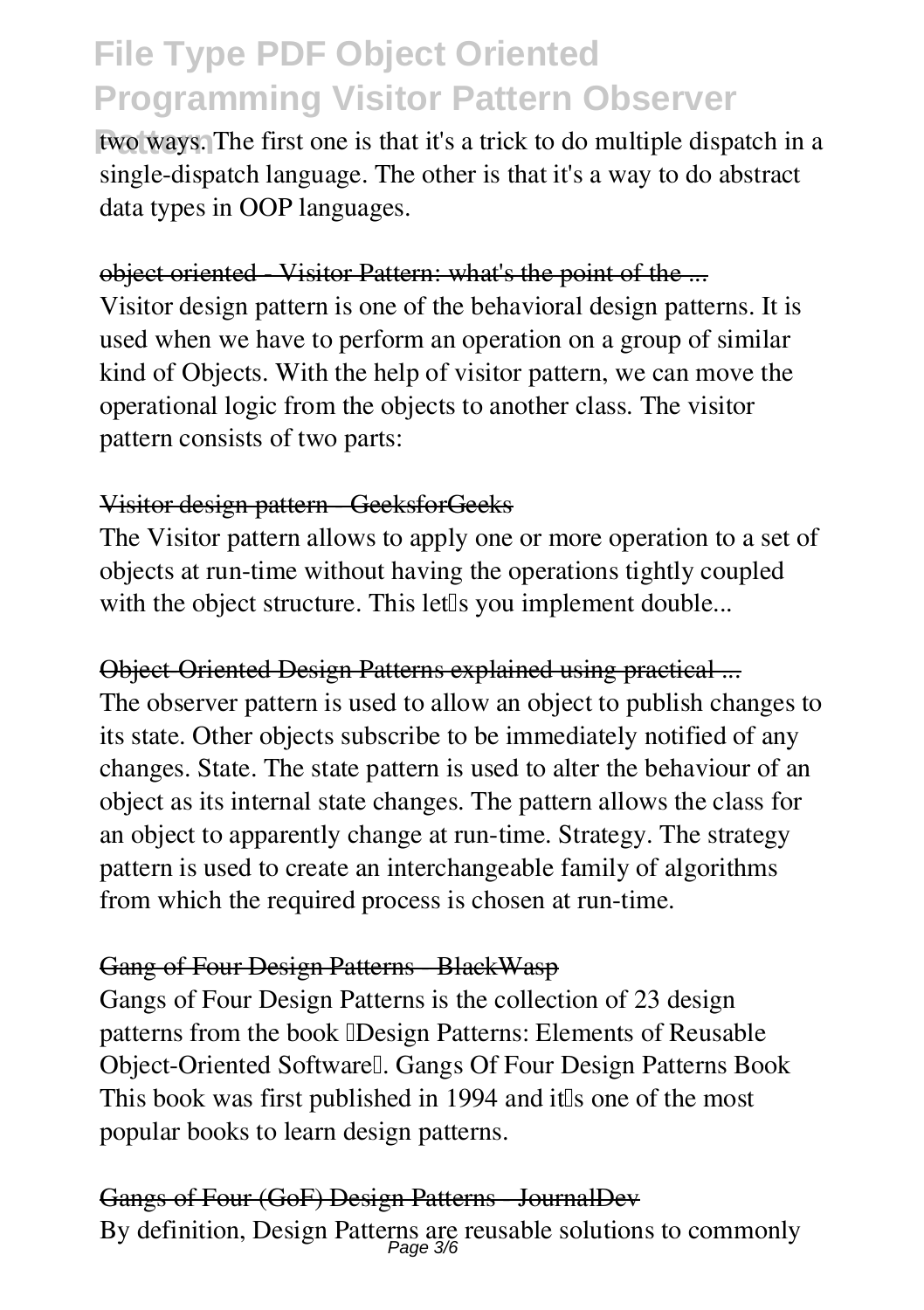two ways. The first one is that it's a trick to do multiple dispatch in a single-dispatch language. The other is that it's a way to do abstract data types in OOP languages.

### ~~object oriented - Visitor Pattern: what's the point of the ...~~

Visitor design pattern is one of the behavioral design patterns. It is used when we have to perform an operation on a group of similar kind of Objects. With the help of visitor pattern, we can move the operational logic from the objects to another class. The visitor pattern consists of two parts:

### ~~Visitor design pattern - GeeksforGeeks~~

The Visitor pattern allows to apply one or more operation to a set of objects at run-time without having the operations tightly coupled with the object structure. This let's you implement double...

### ~~Object-Oriented Design Patterns explained using practical ...~~

The observer pattern is used to allow an object to publish changes to its state. Other objects subscribe to be immediately notified of any changes. State. The state pattern is used to alter the behaviour of an object as its internal state changes. The pattern allows the class for an object to apparently change at run-time. Strategy. The strategy pattern is used to create an interchangeable family of algorithms from which the required process is chosen at run-time.

### ~~Gang of Four Design Patterns - BlackWasp~~

Gangs of Four Design Patterns is the collection of 23 design patterns from the book "Design Patterns: Elements of Reusable Object-Oriented Software". Gangs Of Four Design Patterns Book This book was first published in 1994 and it's one of the most popular books to learn design patterns.

### ~~Gangs of Four (GoF) Design Patterns - JournalDev~~

By definition, Design Patterns are reusable solutions to commonly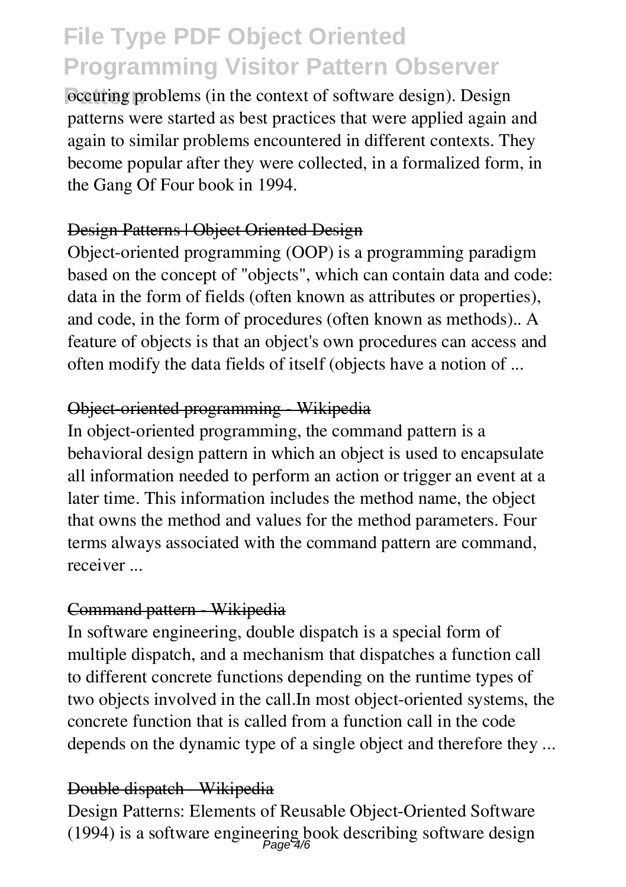occuring problems (in the context of software design). Design patterns were started as best practices that were applied again and again to similar problems encountered in different contexts. They become popular after they were collected, in a formalized form, in the Gang Of Four book in 1994.

#### Design Patterns | Object Oriented Design

Object-oriented programming (OOP) is a programming paradigm based on the concept of "objects", which can contain data and code: data in the form of fields (often known as attributes or properties), and code, in the form of procedures (often known as methods).. A feature of objects is that an object's own procedures can access and often modify the data fields of itself (objects have a notion of ...

#### Object-oriented programming - Wikipedia

In object-oriented programming, the command pattern is a behavioral design pattern in which an object is used to encapsulate all information needed to perform an action or trigger an event at a later time. This information includes the method name, the object that owns the method and values for the method parameters. Four terms always associated with the command pattern are command, receiver ...

#### Command pattern - Wikipedia

In software engineering, double dispatch is a special form of multiple dispatch, and a mechanism that dispatches a function call to different concrete functions depending on the runtime types of two objects involved in the call.In most object-oriented systems, the concrete function that is called from a function call in the code depends on the dynamic type of a single object and therefore they ...

#### Double dispatch - Wikipedia

Design Patterns: Elements of Reusable Object-Oriented Software (1994) is a software engineering book describing software design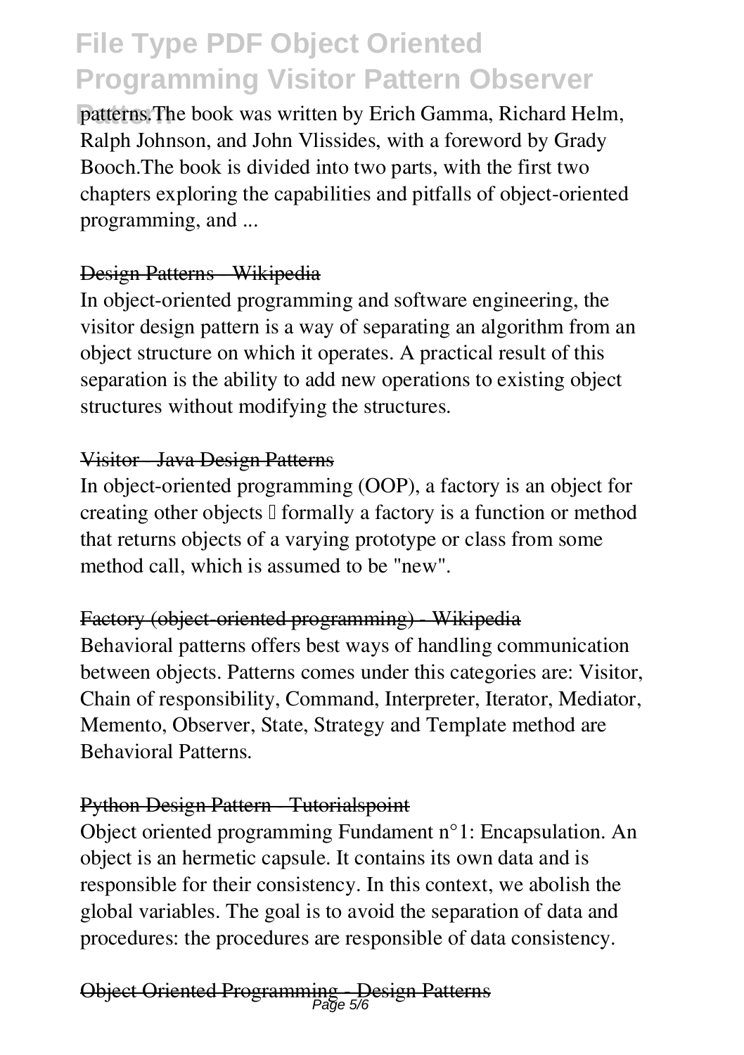patterns.The book was written by Erich Gamma, Richard Helm, Ralph Johnson, and John Vlissides, with a foreword by Grady Booch.The book is divided into two parts, with the first two chapters exploring the capabilities and pitfalls of object-oriented programming, and ...

#### Design Patterns - Wikipedia

In object-oriented programming and software engineering, the visitor design pattern is a way of separating an algorithm from an object structure on which it operates. A practical result of this separation is the ability to add new operations to existing object structures without modifying the structures.

#### Visitor - Java Design Patterns

In object-oriented programming (OOP), a factory is an object for creating other objects – formally a factory is a function or method that returns objects of a varying prototype or class from some method call, which is assumed to be "new".

#### Factory (object-oriented programming) - Wikipedia

Behavioral patterns offers best ways of handling communication between objects. Patterns comes under this categories are: Visitor, Chain of responsibility, Command, Interpreter, Iterator, Mediator, Memento, Observer, State, Strategy and Template method are Behavioral Patterns.

#### Python Design Pattern - Tutorialspoint

Object oriented programming Fundament n°1: Encapsulation. An object is an hermetic capsule. It contains its own data and is responsible for their consistency. In this context, we abolish the global variables. The goal is to avoid the separation of data and procedures: the procedures are responsible of data consistency.

#### Object Oriented Programming - Design Patterns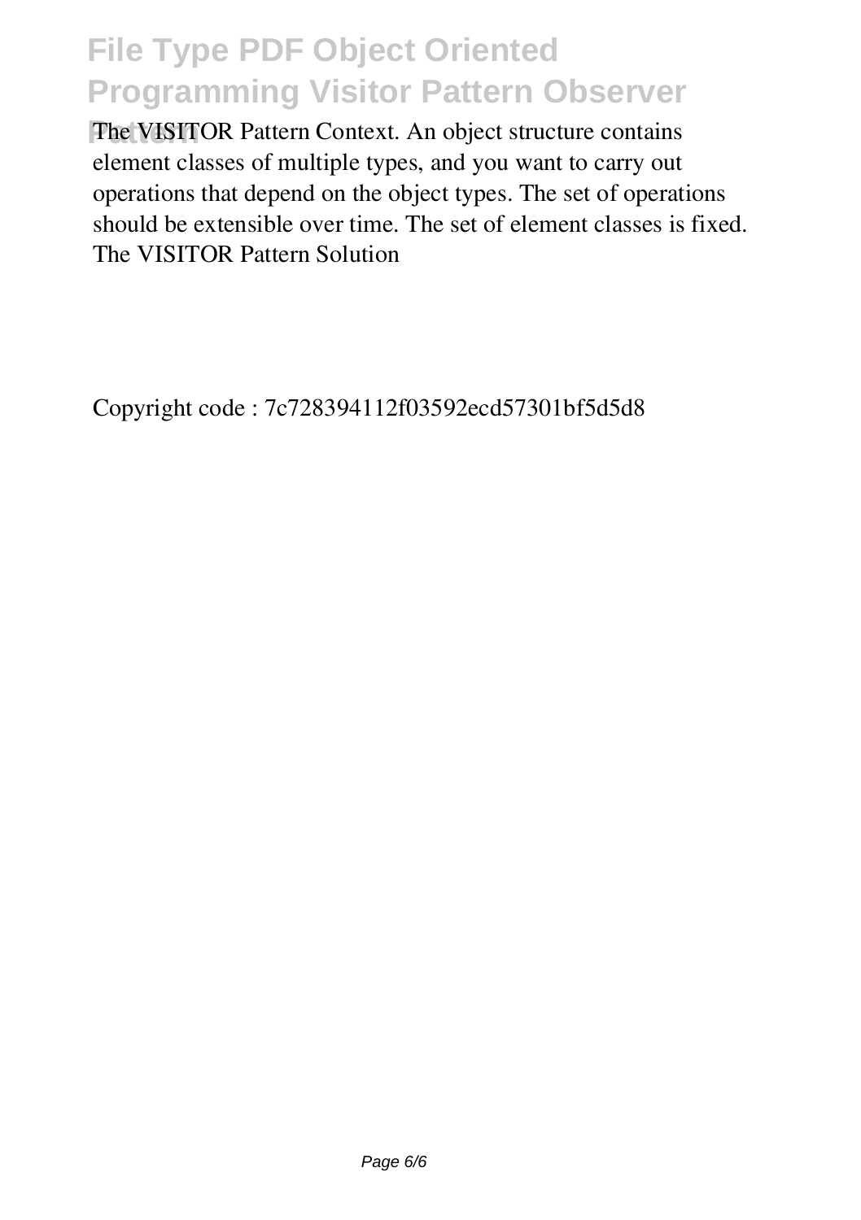The VISITOR Pattern Context. An object structure contains element classes of multiple types, and you want to carry out operations that depend on the object types. The set of operations should be extensible over time. The set of element classes is fixed. The VISITOR Pattern Solution

Copyright code : 7c728394112f03592ecd57301bf5d5d8